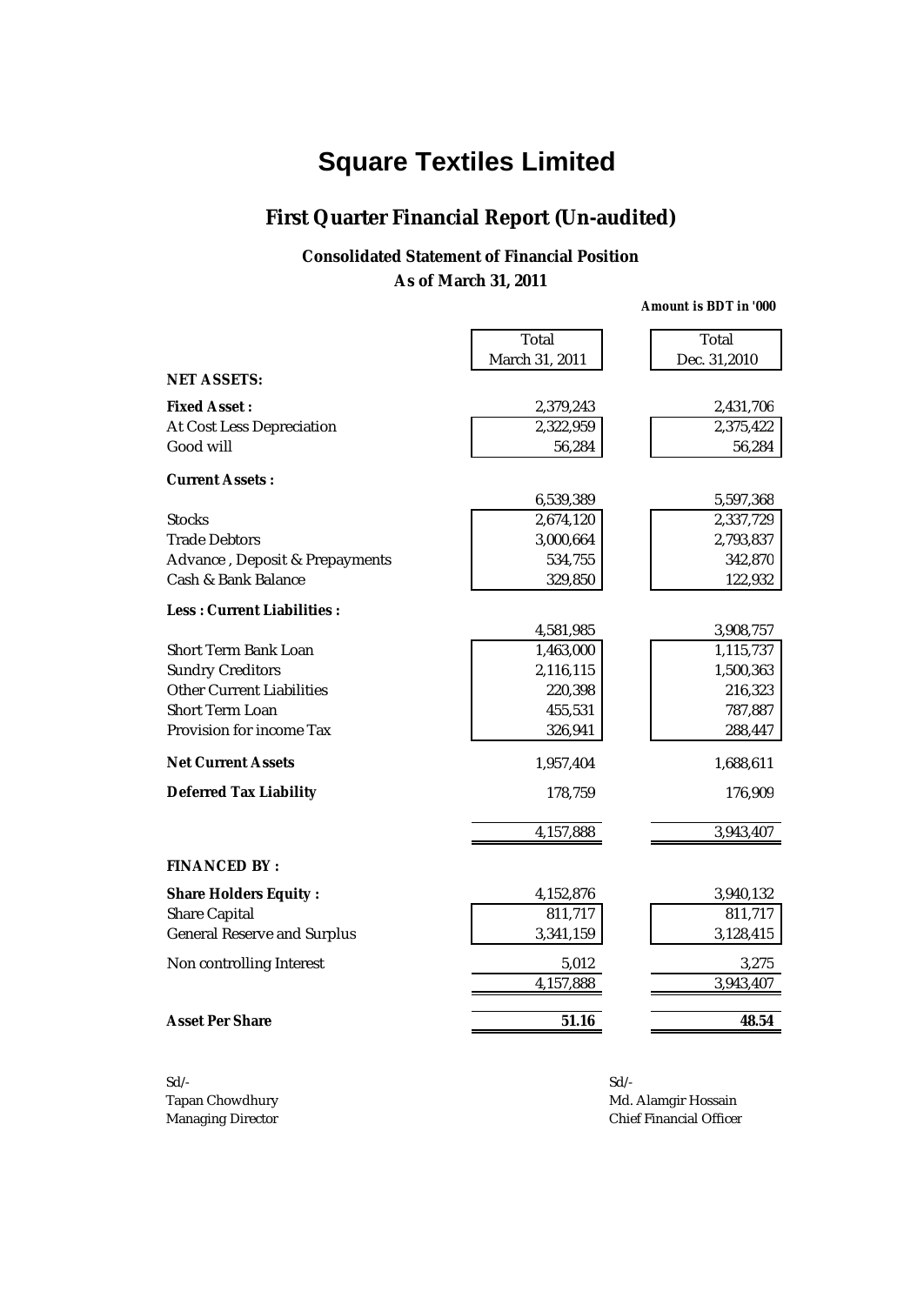# Square Textiles Limited

## First Quarter Financial Report (Un-audited)

### Consolidated Statement of Financial Position

### As of March 31, 2011

*Amount is BDT in '000*

| | Total March 31, 2011 | Total Dec. 31,2010 |
|---|---|---|
| **NET ASSETS:** | | |
| **Fixed Asset :** | 2,379,243 | 2,431,706 |
| At Cost Less Depreciation | 2,322,959 | 2,375,422 |
| Good will | 56,284 | 56,284 |
| **Current Assets :** | 6,539,389 | 5,597,368 |
| Stocks | 2,674,120 | 2,337,729 |
| Trade Debtors | 3,000,664 | 2,793,837 |
| Advance , Deposit & Prepayments | 534,755 | 342,870 |
| Cash & Bank Balance | 329,850 | 122,932 |
| **Less : Current Liabilities :** | 4,581,985 | 3,908,757 |
| Short Term Bank Loan | 1,463,000 | 1,115,737 |
| Sundry Creditors | 2,116,115 | 1,500,363 |
| Other Current Liabilities | 220,398 | 216,323 |
| Short Term Loan | 455,531 | 787,887 |
| Provision for income Tax | 326,941 | 288,447 |
| **Net Current Assets** | 1,957,404 | 1,688,611 |
| **Deferred Tax Liability** | 178,759 | 176,909 |
| | 4,157,888 | 3,943,407 |
| **FINANCED BY :** | | |
| **Share Holders Equity :** | 4,152,876 | 3,940,132 |
| Share Capital | 811,717 | 811,717 |
| General Reserve and Surplus | 3,341,159 | 3,128,415 |
| Non controlling Interest | 5,012 | 3,275 |
| | 4,157,888 | 3,943,407 |
| **Asset Per Share** | **51.16** | **48.54** |

Sd/-
Tapan Chowdhury
Managing Director

Sd/-
Md. Alamgir Hossain
Chief Financial Officer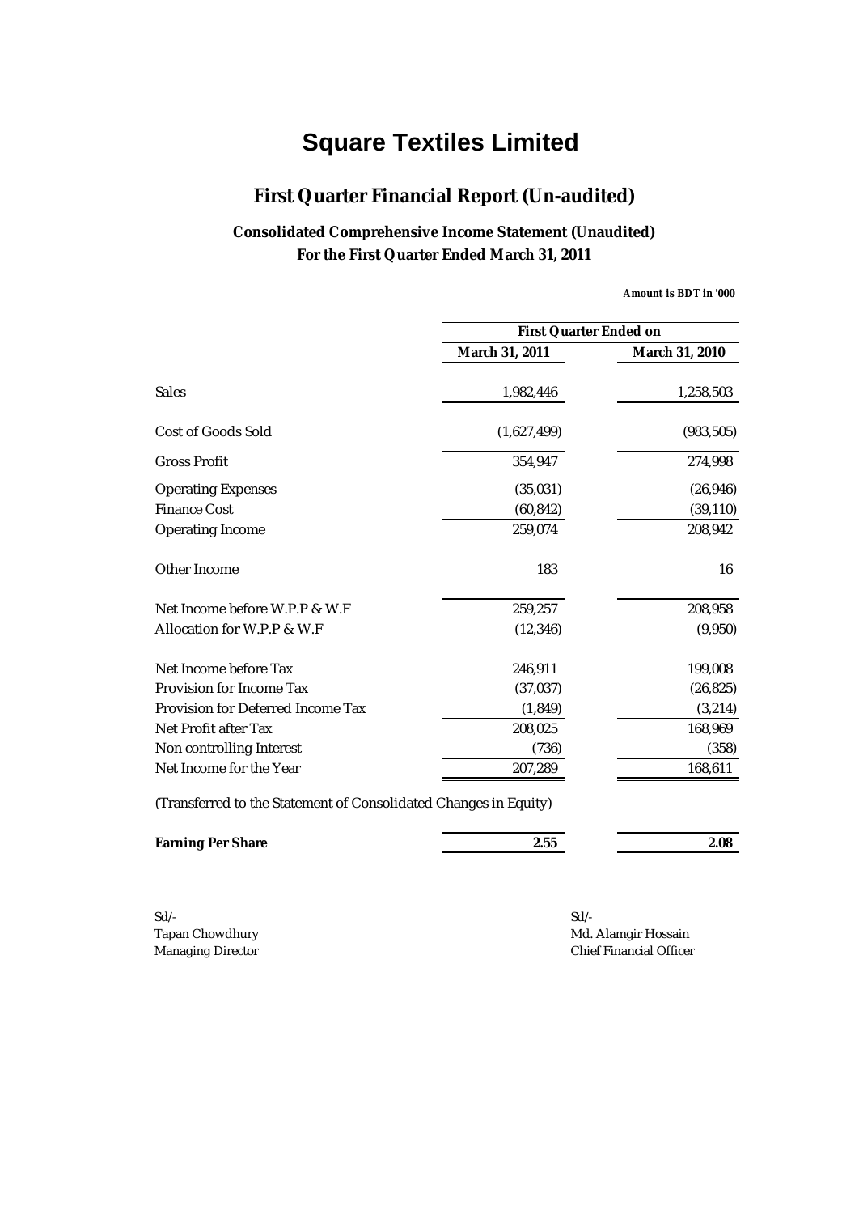# Square Textiles Limited

## First Quarter Financial Report (Un-audited)

### Consolidated Comprehensive Income Statement (Unaudited)
### For the First Quarter Ended March 31, 2011

***Amount is BDT in '000***

| | First Quarter Ended on | |
|---|---|---|
| | **March 31, 2011** | **March 31, 2010** |
| Sales | 1,982,446 | 1,258,503 |
| Cost of Goods Sold | (1,627,499) | (983,505) |
| Gross Profit | 354,947 | 274,998 |
| Operating Expenses | (35,031) | (26,946) |
| Finance Cost | (60,842) | (39,110) |
| Operating Income | 259,074 | 208,942 |
| Other Income | 183 | 16 |
| Net Income before W.P.P & W.F | 259,257 | 208,958 |
| Allocation for W.P.P & W.F | (12,346) | (9,950) |
| Net Income before Tax | 246,911 | 199,008 |
| Provision for Income Tax | (37,037) | (26,825) |
| Provision for Deferred Income Tax | (1,849) | (3,214) |
| Net Profit after Tax | 208,025 | 168,969 |
| Non controlling Interest | (736) | (358) |
| Net Income for the Year | 207,289 | 168,611 |
| (Transferred to the Statement of Consolidated Changes in Equity) | | |
| **Earning Per Share** | **2.55** | **2.08** |

Sd/-
Tapan Chowdhury
Managing Director

Sd/-
Md. Alamgir Hossain
Chief Financial Officer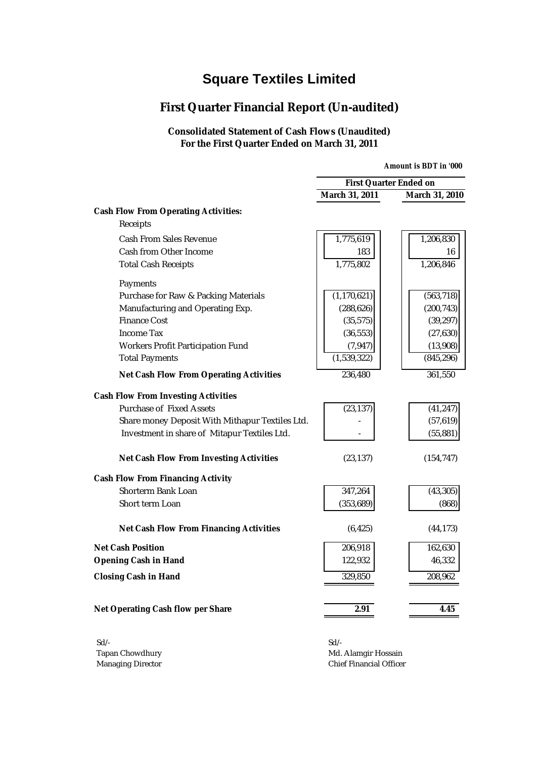# Square Textiles Limited

## First Quarter Financial Report (Un-audited)

### Consolidated Statement of Cash Flows (Unaudited)
### For the First Quarter Ended on March 31, 2011

*Amount is BDT in '000*

| | First Quarter Ended on | |
|---|---|---|
| | **March 31, 2011** | **March 31, 2010** |
| **Cash Flow From Operating Activities:** | | |
| Receipts | | |
| Cash From Sales Revenue | 1,775,619 | 1,206,830 |
| Cash from Other Income | 183 | 16 |
| Total Cash Receipts | 1,775,802 | 1,206,846 |
| Payments | | |
| Purchase for Raw & Packing Materials | (1,170,621) | (563,718) |
| Manufacturing and Operating Exp. | (288,626) | (200,743) |
| Finance Cost | (35,575) | (39,297) |
| Income Tax | (36,553) | (27,630) |
| Workers Profit Participation Fund | (7,947) | (13,908) |
| Total Payments | (1,539,322) | (845,296) |
| **Net Cash Flow From Operating Activities** | 236,480 | 361,550 |
| **Cash Flow From Investing Activities** | | |
| Purchase of Fixed Assets | (23,137) | (41,247) |
| Share money Deposit With Mithapur Textiles Ltd. | - | (57,619) |
| Investment in share of Mitapur Textiles Ltd. | - | (55,881) |
| **Net Cash Flow From Investing Activities** | (23,137) | (154,747) |
| **Cash Flow From Financing Activity** | | |
| Shorterm Bank Loan | 347,264 | (43,305) |
| Short term Loan | (353,689) | (868) |
| **Net Cash Flow From Financing Activities** | (6,425) | (44,173) |
| **Net Cash Position** | 206,918 | 162,630 |
| **Opening Cash in Hand** | 122,932 | 46,332 |
| **Closing Cash in Hand** | 329,850 | 208,962 |
| **Net Operating Cash flow per Share** | **2.91** | **4.45** |

Sd/-
Tapan Chowdhury
Managing Director

Sd/-
Md. Alamgir Hossain
Chief Financial Officer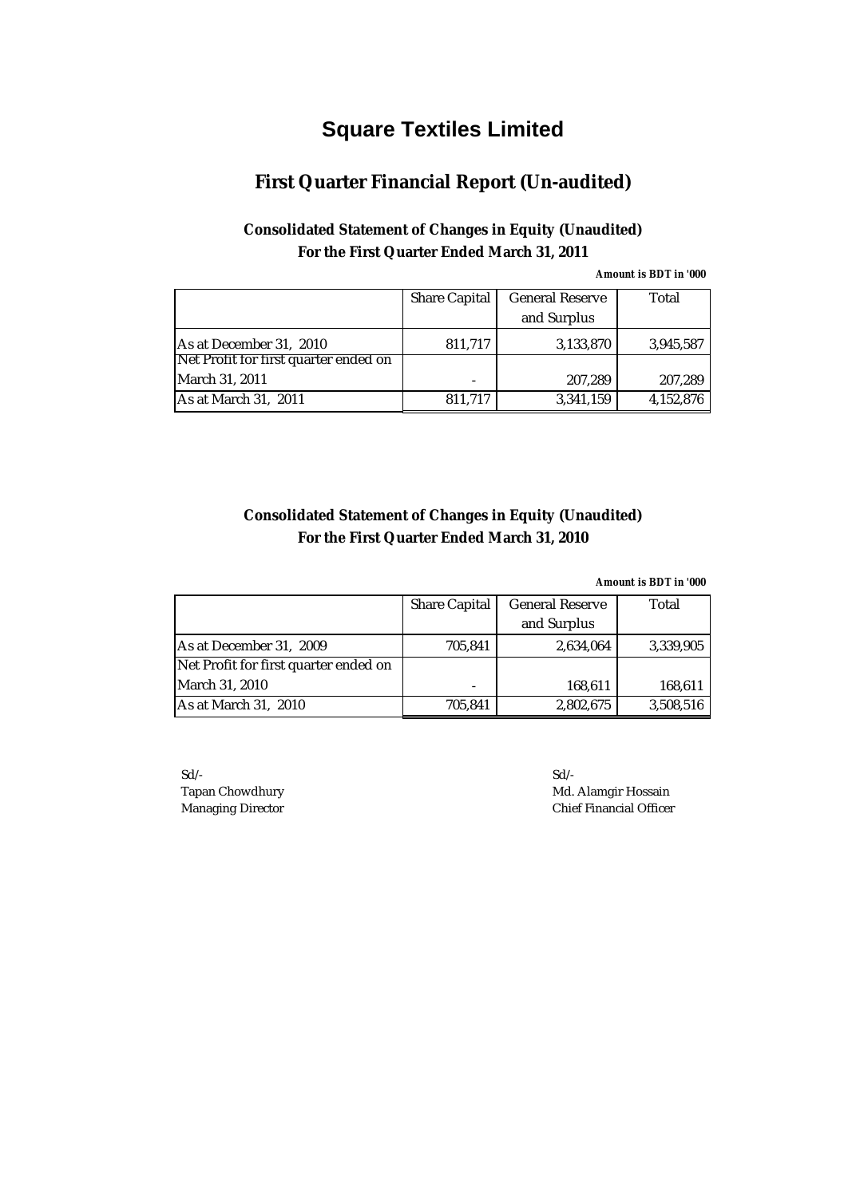# Square Textiles Limited

## First Quarter Financial Report (Un-audited)

### Consolidated Statement of Changes in Equity (Unaudited)
### For the First Quarter Ended March 31, 2011

***Amount is BDT in '000***

| | Share Capital | General Reserve and Surplus | Total |
|---|---|---|---|
| As at December 31, 2010 | 811,717 | 3,133,870 | 3,945,587 |
| Net Profit for first quarter ended on March 31, 2011 | - | 207,289 | 207,289 |
| As at March 31, 2011 | 811,717 | 3,341,159 | 4,152,876 |

### Consolidated Statement of Changes in Equity (Unaudited)
### For the First Quarter Ended March 31, 2010

***Amount is BDT in '000***

| | Share Capital | General Reserve and Surplus | Total |
|---|---|---|---|
| As at December 31, 2009 | 705,841 | 2,634,064 | 3,339,905 |
| Net Profit for first quarter ended on March 31, 2010 | - | 168,611 | 168,611 |
| As at March 31, 2010 | 705,841 | 2,802,675 | 3,508,516 |

Sd/-
Tapan Chowdhury
Managing Director

Sd/-
Md. Alamgir Hossain
Chief Financial Officer